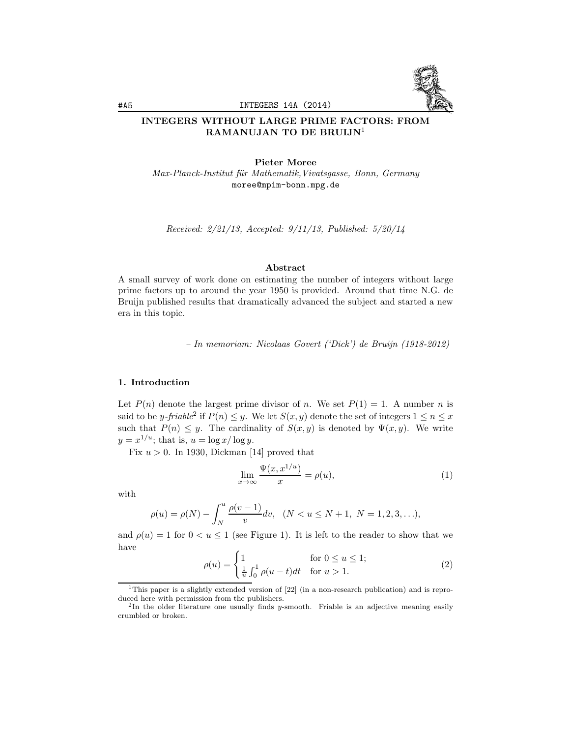# INTEGERS WITHOUT LARGE PRIME FACTORS: FROM RAMANUJAN TO DE BRUIJN[1]

**Pieter Moree**

*Max-Planck-Institut für Mathematik, Vivatsgasse, Bonn, Germany*
moree@mpim-bonn.mpg.de

*Received: 2/21/13, Accepted: 9/11/13, Published: 5/20/14*

### Abstract

A small survey of work done on estimating the number of integers without large prime factors up to around the year 1950 is provided. Around that time N.G. de Bruijn published results that dramatically advanced the subject and started a new era in this topic.

– *In memoriam: Nicolaas Govert ('Dick') de Bruijn (1918-2012)*

## 1. Introduction

Let $P(n)$ denote the largest prime divisor of $n$. We set $P(1) = 1$. A number $n$ is said to be *y-friable*[2] if $P(n) \le y$. We let $S(x, y)$ denote the set of integers $1 \le n \le x$ such that $P(n) \le y$. The cardinality of $S(x, y)$ is denoted by $\Psi(x, y)$. We write $y = x^{1/u}$; that is, $u = \log x / \log y$.

Fix $u > 0$. In 1930, Dickman [14] proved that

$$\lim_{x\to\infty} \frac{\Psi(x, x^{1/u})}{x} = \rho(u), \tag{1}$$

with

$$\rho(u) = \rho(N) - \int_N^u \frac{\rho(v-1)}{v} dv, \quad (N < u \le N+1,\ N = 1, 2, 3, \ldots),$$

and $\rho(u) = 1$ for $0 < u \le 1$ (see Figure 1). It is left to the reader to show that we have

$$\rho(u) = \begin{cases} 1 & \text{for } 0 \le u \le 1; \\ \frac{1}{u}\int_0^1 \rho(u-t)dt & \text{for } u > 1. \end{cases} \tag{2}$$

---

[1] This paper is a slightly extended version of [22] (in a non-research publication) and is reproduced here with permission from the publishers.

[2] In the older literature one usually finds $y$-smooth. Friable is an adjective meaning easily crumbled or broken.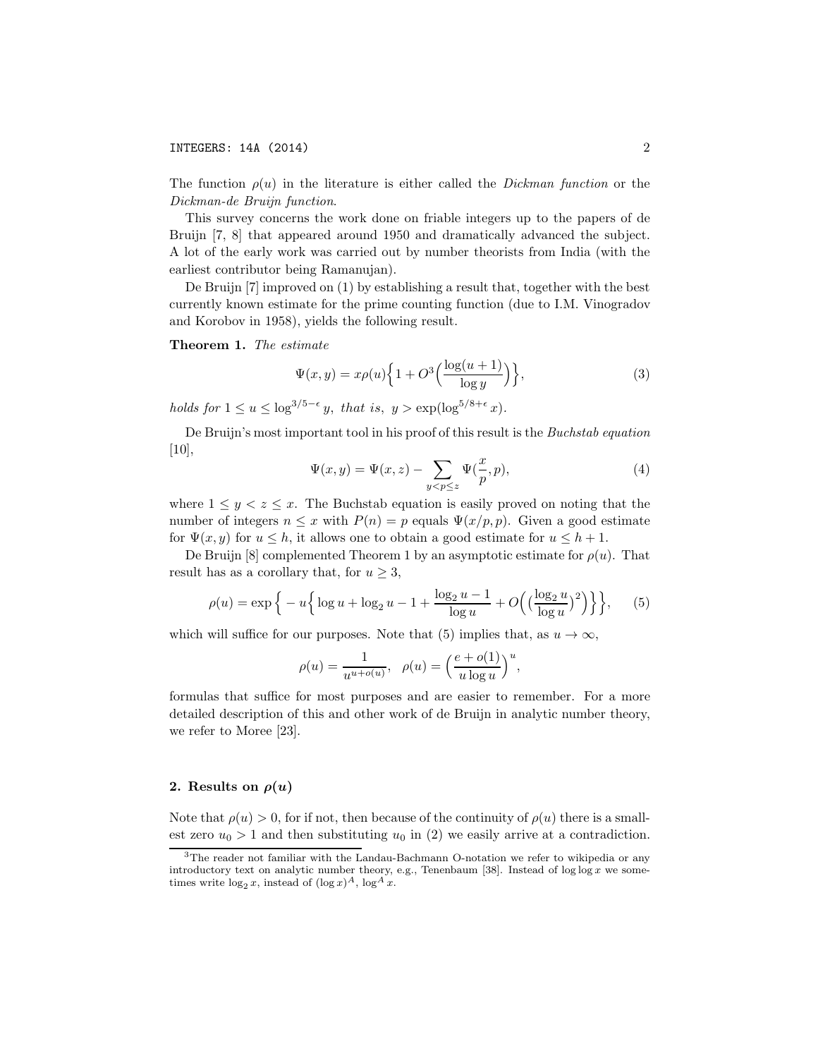The function $\rho(u)$ in the literature is either called the *Dickman function* or the *Dickman-de Bruijn function*.

This survey concerns the work done on friable integers up to the papers of de Bruijn [7, 8] that appeared around 1950 and dramatically advanced the subject. A lot of the early work was carried out by number theorists from India (with the earliest contributor being Ramanujan).

De Bruijn [7] improved on (1) by establishing a result that, together with the best currently known estimate for the prime counting function (due to I.M. Vinogradov and Korobov in 1958), yields the following result.

**Theorem 1.** *The estimate*

$$\Psi(x,y) = x\rho(u)\Big\{1 + O^3\Big(\frac{\log(u+1)}{\log y}\Big)\Big\}, \tag{3}$$

*holds for* $1 \le u \le \log^{3/5-\epsilon} y$*, that is,* $y > \exp(\log^{5/8+\epsilon} x)$*.*

De Bruijn's most important tool in his proof of this result is the *Buchstab equation* [10],

$$\Psi(x,y) = \Psi(x,z) - \sum_{y<p\le z} \Psi(\frac{x}{p}, p), \tag{4}$$

where $1 \le y < z \le x$. The Buchstab equation is easily proved on noting that the number of integers $n \le x$ with $P(n) = p$ equals $\Psi(x/p, p)$. Given a good estimate for $\Psi(x,y)$ for $u \le h$, it allows one to obtain a good estimate for $u \le h+1$.

De Bruijn [8] complemented Theorem 1 by an asymptotic estimate for $\rho(u)$. That result has as a corollary that, for $u \ge 3$,

$$\rho(u) = \exp\Big\{-u\Big\{\log u + \log_2 u - 1 + \frac{\log_2 u - 1}{\log u} + O\Big(\big(\frac{\log_2 u}{\log u}\big)^2\Big)\Big\}\Big\}, \tag{5}$$

which will suffice for our purposes. Note that (5) implies that, as $u \to \infty$,

$$\rho(u) = \frac{1}{u^{u+o(u)}}, \quad \rho(u) = \Big(\frac{e+o(1)}{u\log u}\Big)^u,$$

formulas that suffice for most purposes and are easier to remember. For a more detailed description of this and other work of de Bruijn in analytic number theory, we refer to Moree [23].

## 2. Results on $\rho(u)$

Note that $\rho(u) > 0$, for if not, then because of the continuity of $\rho(u)$ there is a smallest zero $u_0 > 1$ and then substituting $u_0$ in (2) we easily arrive at a contradiction.

[3] The reader not familiar with the Landau-Bachmann O-notation we refer to wikipedia or any introductory text on analytic number theory, e.g., Tenenbaum [38]. Instead of $\log\log x$ we sometimes write $\log_2 x$, instead of $(\log x)^A$, $\log^A x$.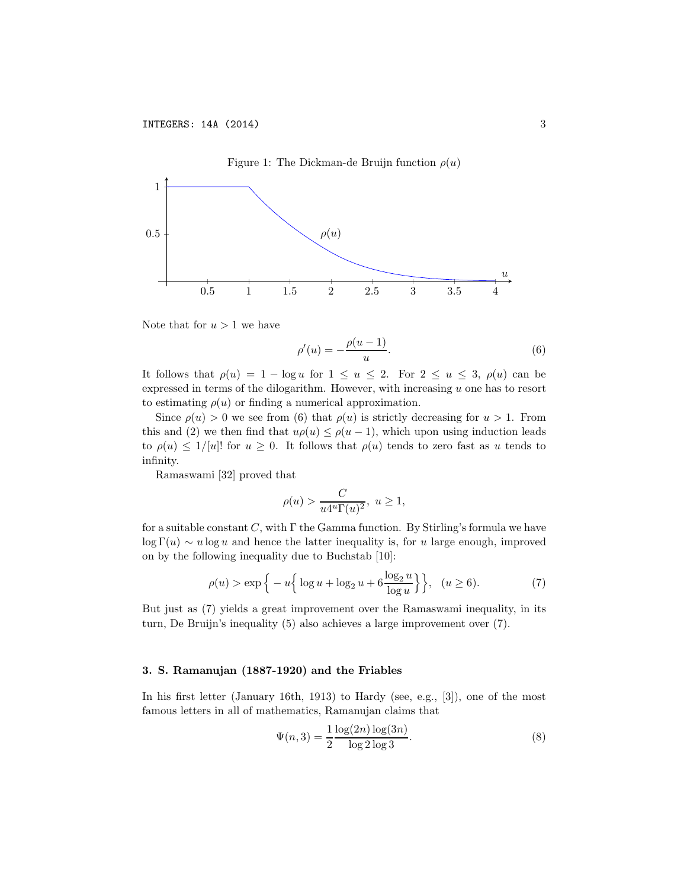Figure 1: The Dickman-de Bruijn function $\rho(u)$

Note that for $u > 1$ we have

$$\rho'(u) = -\frac{\rho(u-1)}{u}. \tag{6}$$

It follows that $\rho(u) = 1 - \log u$ for $1 \le u \le 2$. For $2 \le u \le 3$, $\rho(u)$ can be expressed in terms of the dilogarithm. However, with increasing $u$ one has to resort to estimating $\rho(u)$ or finding a numerical approximation.

Since $\rho(u) > 0$ we see from (6) that $\rho(u)$ is strictly decreasing for $u > 1$. From this and (2) we then find that $u\rho(u) \le \rho(u-1)$, which upon using induction leads to $\rho(u) \le 1/[u]!$ for $u \ge 0$. It follows that $\rho(u)$ tends to zero fast as $u$ tends to infinity.

Ramaswami [32] proved that

$$\rho(u) > \frac{C}{u 4^u \Gamma(u)^2}, \ u \ge 1,$$

for a suitable constant $C$, with $\Gamma$ the Gamma function. By Stirling's formula we have $\log \Gamma(u) \sim u \log u$ and hence the latter inequality is, for $u$ large enough, improved on by the following inequality due to Buchstab [10]:

$$\rho(u) > \exp\Big\{ -u \Big\{ \log u + \log_2 u + 6\frac{\log_2 u}{\log u} \Big\} \Big\}, \quad (u \ge 6). \tag{7}$$

But just as (7) yields a great improvement over the Ramaswami inequality, in its turn, De Bruijn's inequality (5) also achieves a large improvement over (7).

### 3. S. Ramanujan (1887-1920) and the Friables

In his first letter (January 16th, 1913) to Hardy (see, e.g., [3]), one of the most famous letters in all of mathematics, Ramanujan claims that

$$\Psi(n, 3) = \frac{1}{2} \frac{\log(2n)\log(3n)}{\log 2 \log 3}. \tag{8}$$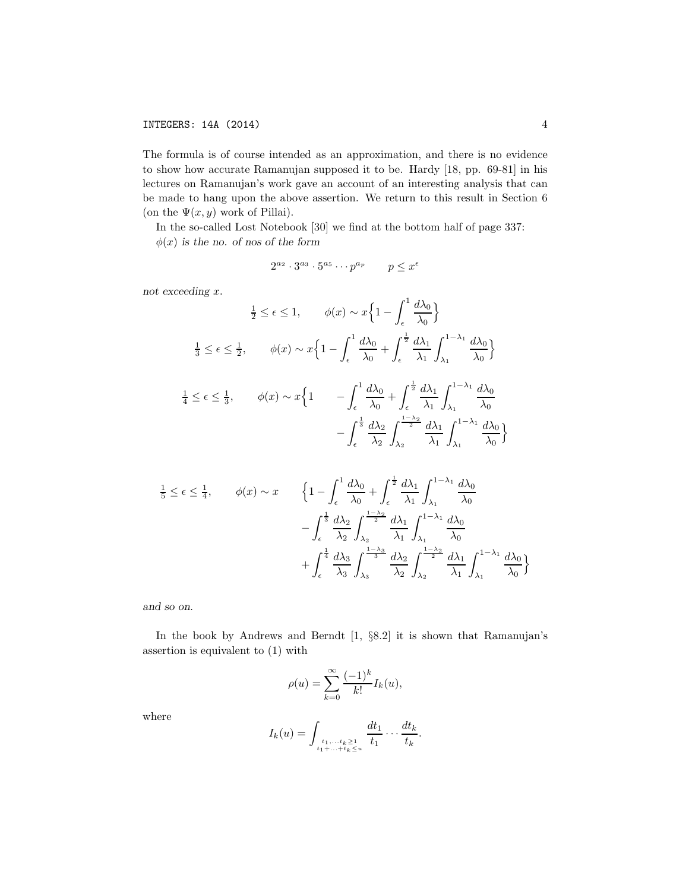The formula is of course intended as an approximation, and there is no evidence to show how accurate Ramanujan supposed it to be. Hardy [18, pp. 69-81] in his lectures on Ramanujan's work gave an account of an interesting analysis that can be made to hang upon the above assertion. We return to this result in Section 6 (on the $\Psi(x, y)$ work of Pillai).

In the so-called Lost Notebook [30] we find at the bottom half of page 337:

*$\phi(x)$ is the no. of nos of the form*

$$2^{a_2} \cdot 3^{a_3} \cdot 5^{a_5} \cdots p^{a_p} \qquad p \le x^{\epsilon}$$

*not exceeding $x$.*

$$\tfrac{1}{2} \le \epsilon \le 1, \qquad \phi(x) \sim x\Big\{1 - \int_{\epsilon}^{1} \frac{d\lambda_0}{\lambda_0}\Big\}$$

$$\tfrac{1}{3} \le \epsilon \le \tfrac{1}{2}, \qquad \phi(x) \sim x\Big\{1 - \int_{\epsilon}^{1} \frac{d\lambda_0}{\lambda_0} + \int_{\epsilon}^{\frac{1}{2}} \frac{d\lambda_1}{\lambda_1} \int_{\lambda_1}^{1-\lambda_1} \frac{d\lambda_0}{\lambda_0}\Big\}$$

$$\begin{aligned}\tfrac{1}{4} \le \epsilon \le \tfrac{1}{3}, \qquad \phi(x) \sim x\Big\{1 \quad & - \int_{\epsilon}^{1} \frac{d\lambda_0}{\lambda_0} + \int_{\epsilon}^{\frac{1}{2}} \frac{d\lambda_1}{\lambda_1} \int_{\lambda_1}^{1-\lambda_1} \frac{d\lambda_0}{\lambda_0} \\ & - \int_{\epsilon}^{\frac{1}{3}} \frac{d\lambda_2}{\lambda_2} \int_{\lambda_2}^{\frac{1-\lambda_2}{2}} \frac{d\lambda_1}{\lambda_1} \int_{\lambda_1}^{1-\lambda_1} \frac{d\lambda_0}{\lambda_0}\Big\}\end{aligned}$$

$$\begin{aligned}\tfrac{1}{5} \le \epsilon \le \tfrac{1}{4}, \qquad \phi(x) \sim x \qquad & \Big\{1 - \int_{\epsilon}^{1} \frac{d\lambda_0}{\lambda_0} + \int_{\epsilon}^{\frac{1}{2}} \frac{d\lambda_1}{\lambda_1} \int_{\lambda_1}^{1-\lambda_1} \frac{d\lambda_0}{\lambda_0} \\ & - \int_{\epsilon}^{\frac{1}{3}} \frac{d\lambda_2}{\lambda_2} \int_{\lambda_2}^{\frac{1-\lambda_2}{2}} \frac{d\lambda_1}{\lambda_1} \int_{\lambda_1}^{1-\lambda_1} \frac{d\lambda_0}{\lambda_0} \\ & + \int_{\epsilon}^{\frac{1}{4}} \frac{d\lambda_3}{\lambda_3} \int_{\lambda_3}^{\frac{1-\lambda_3}{3}} \frac{d\lambda_2}{\lambda_2} \int_{\lambda_2}^{\frac{1-\lambda_2}{2}} \frac{d\lambda_1}{\lambda_1} \int_{\lambda_1}^{1-\lambda_1} \frac{d\lambda_0}{\lambda_0}\Big\}\end{aligned}$$

*and so on.*

In the book by Andrews and Berndt [1, §8.2] it is shown that Ramanujan's assertion is equivalent to (1) with

$$\rho(u) = \sum_{k=0}^{\infty} \frac{(-1)^k}{k!} I_k(u),$$

where

$$I_k(u) = \int_{\substack{t_1,\ldots,t_k \ge 1 \\ t_1+\ldots+t_k \le u}} \frac{dt_1}{t_1} \cdots \frac{dt_k}{t_k}.$$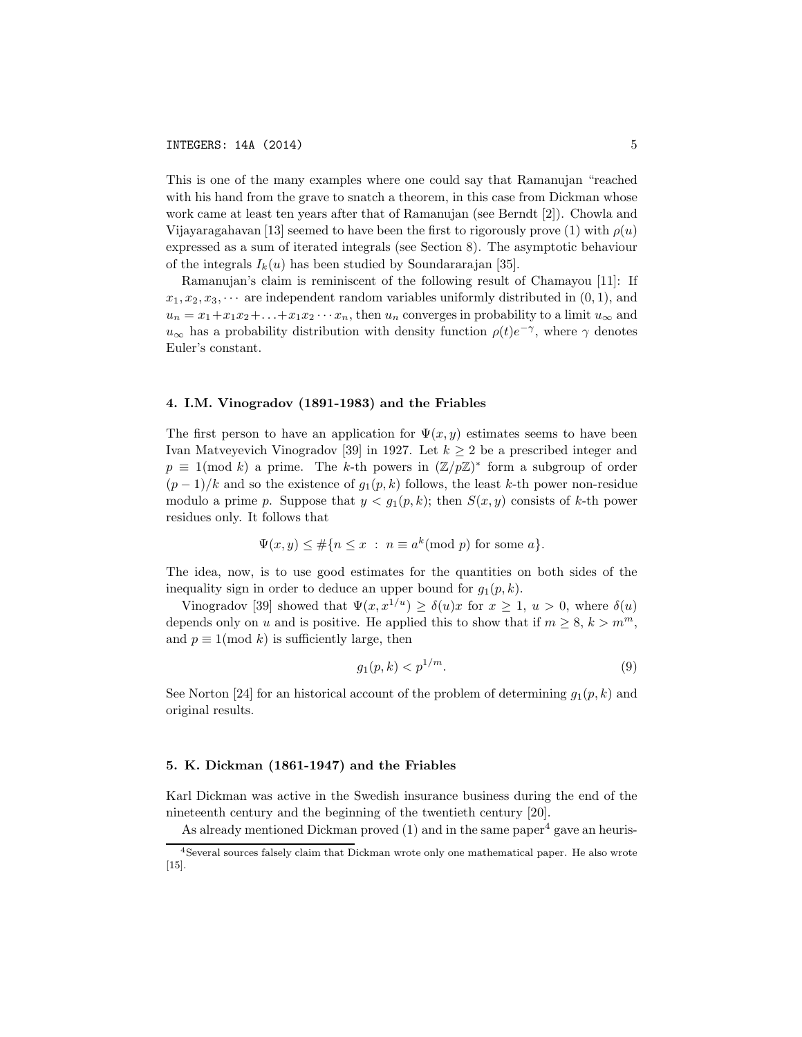This is one of the many examples where one could say that Ramanujan "reached with his hand from the grave to snatch a theorem, in this case from Dickman whose work came at least ten years after that of Ramanujan (see Berndt [2]). Chowla and Vijayaragahavan [13] seemed to have been the first to rigorously prove (1) with $\rho(u)$ expressed as a sum of iterated integrals (see Section 8). The asymptotic behaviour of the integrals $I_k(u)$ has been studied by Soundararajan [35].

Ramanujan's claim is reminiscent of the following result of Chamayou [11]: If $x_1, x_2, x_3, \cdots$ are independent random variables uniformly distributed in $(0, 1)$, and $u_n = x_1 + x_1x_2 + \ldots + x_1x_2\cdots x_n$, then $u_n$ converges in probability to a limit $u_\infty$ and $u_\infty$ has a probability distribution with density function $\rho(t)e^{-\gamma}$, where $\gamma$ denotes Euler's constant.

## 4. I.M. Vinogradov (1891-1983) and the Friables

The first person to have an application for $\Psi(x, y)$ estimates seems to have been Ivan Matveyevich Vinogradov [39] in 1927. Let $k \geq 2$ be a prescribed integer and $p \equiv 1 (\text{mod } k)$ a prime. The $k$-th powers in $(\mathbb{Z}/p\mathbb{Z})^*$ form a subgroup of order $(p-1)/k$ and so the existence of $g_1(p, k)$ follows, the least $k$-th power non-residue modulo a prime $p$. Suppose that $y < g_1(p, k)$; then $S(x, y)$ consists of $k$-th power residues only. It follows that

$$\Psi(x, y) \leq \#\{n \leq x \ : \ n \equiv a^k (\text{mod } p) \text{ for some } a\}.$$

The idea, now, is to use good estimates for the quantities on both sides of the inequality sign in order to deduce an upper bound for $g_1(p, k)$.

Vinogradov [39] showed that $\Psi(x, x^{1/u}) \geq \delta(u)x$ for $x \geq 1$, $u > 0$, where $\delta(u)$ depends only on $u$ and is positive. He applied this to show that if $m \geq 8$, $k > m^m$, and $p \equiv 1 (\text{mod } k)$ is sufficiently large, then

$$g_1(p, k) < p^{1/m}. \tag{9}$$

See Norton [24] for an historical account of the problem of determining $g_1(p, k)$ and original results.

## 5. K. Dickman (1861-1947) and the Friables

Karl Dickman was active in the Swedish insurance business during the end of the nineteenth century and the beginning of the twentieth century [20].

As already mentioned Dickman proved (1) and in the same paper[4] gave an heuris-

---

[4] Several sources falsely claim that Dickman wrote only one mathematical paper. He also wrote [15].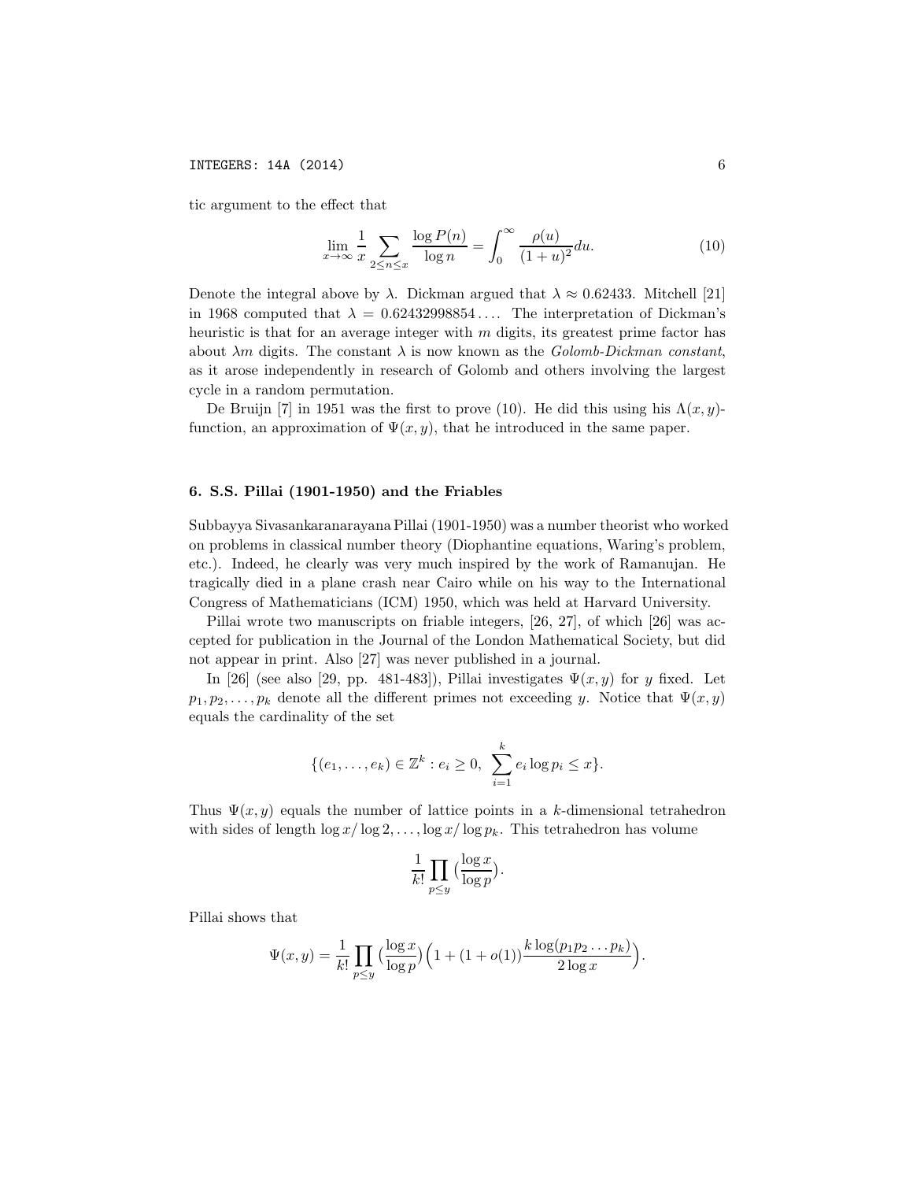tic argument to the effect that

$$\lim_{x\to\infty} \frac{1}{x} \sum_{2\le n\le x} \frac{\log P(n)}{\log n} = \int_0^\infty \frac{\rho(u)}{(1+u)^2} du. \tag{10}$$

Denote the integral above by $\lambda$. Dickman argued that $\lambda \approx 0.62433$. Mitchell [21] in 1968 computed that $\lambda = 0.62432998854\ldots$. The interpretation of Dickman's heuristic is that for an average integer with $m$ digits, its greatest prime factor has about $\lambda m$ digits. The constant $\lambda$ is now known as the *Golomb-Dickman constant*, as it arose independently in research of Golomb and others involving the largest cycle in a random permutation.

De Bruijn [7] in 1951 was the first to prove (10). He did this using his $\Lambda(x, y)$-function, an approximation of $\Psi(x, y)$, that he introduced in the same paper.

## 6. S.S. Pillai (1901-1950) and the Friables

Subbayya Sivasankaranarayana Pillai (1901-1950) was a number theorist who worked on problems in classical number theory (Diophantine equations, Waring's problem, etc.). Indeed, he clearly was very much inspired by the work of Ramanujan. He tragically died in a plane crash near Cairo while on his way to the International Congress of Mathematicians (ICM) 1950, which was held at Harvard University.

Pillai wrote two manuscripts on friable integers, [26, 27], of which [26] was accepted for publication in the Journal of the London Mathematical Society, but did not appear in print. Also [27] was never published in a journal.

In [26] (see also [29, pp. 481-483]), Pillai investigates $\Psi(x, y)$ for $y$ fixed. Let $p_1, p_2, \ldots, p_k$ denote all the different primes not exceeding $y$. Notice that $\Psi(x, y)$ equals the cardinality of the set

$$\{(e_1, \ldots, e_k) \in \mathbb{Z}^k : e_i \ge 0, \ \sum_{i=1}^k e_i \log p_i \le x\}.$$

Thus $\Psi(x, y)$ equals the number of lattice points in a $k$-dimensional tetrahedron with sides of length $\log x/\log 2, \ldots, \log x/\log p_k$. This tetrahedron has volume

$$\frac{1}{k!} \prod_{p\le y} \big(\frac{\log x}{\log p}\big).$$

Pillai shows that

$$\Psi(x, y) = \frac{1}{k!} \prod_{p\le y} \big(\frac{\log x}{\log p}\big) \Big(1 + (1 + o(1)) \frac{k \log(p_1 p_2 \ldots p_k)}{2 \log x}\Big).$$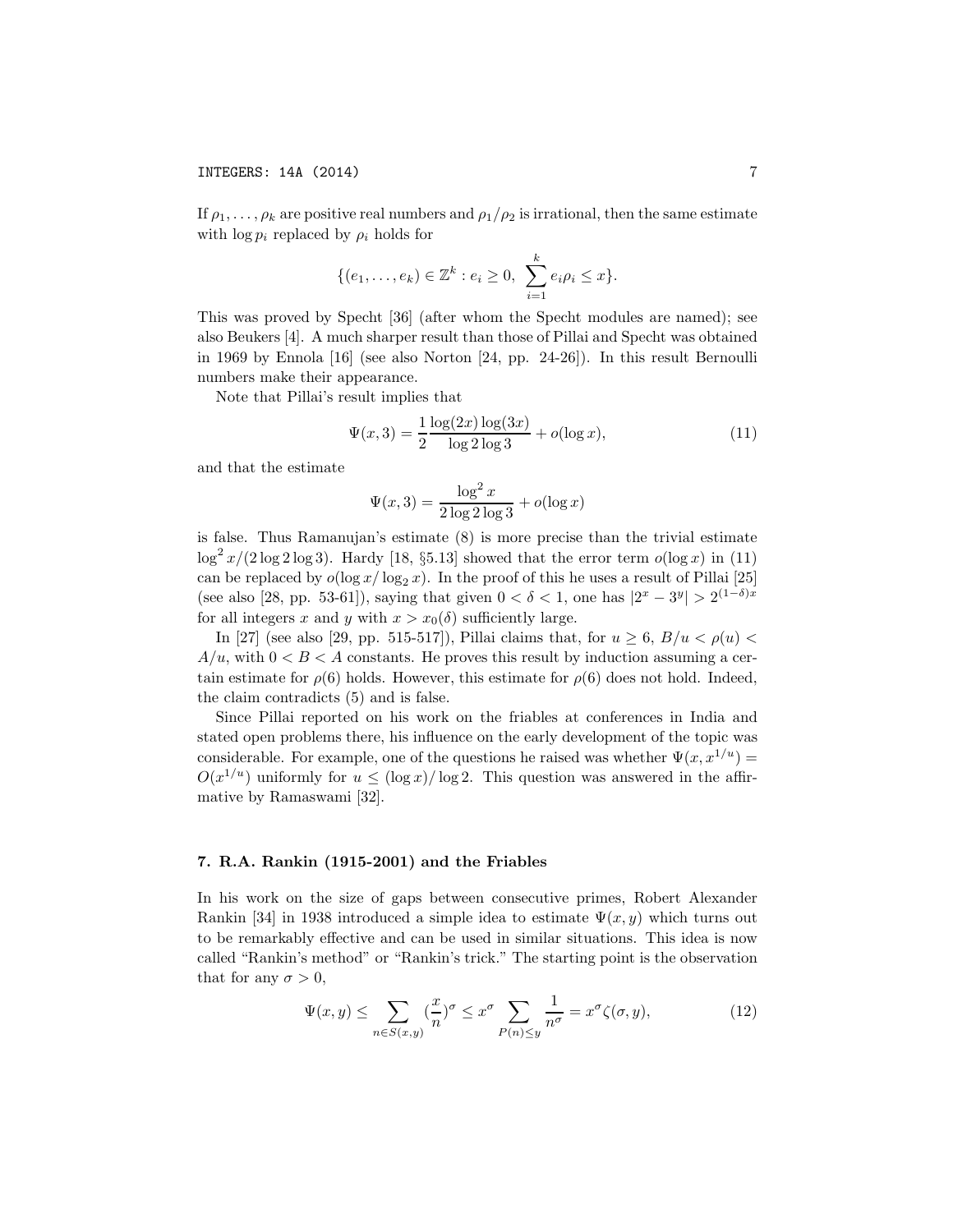If $\rho_1, \ldots, \rho_k$ are positive real numbers and $\rho_1/\rho_2$ is irrational, then the same estimate with $\log p_i$ replaced by $\rho_i$ holds for

$$\{(e_1, \ldots, e_k) \in \mathbb{Z}^k : e_i \geq 0,\ \sum_{i=1}^{k} e_i \rho_i \leq x\}.$$

This was proved by Specht [36] (after whom the Specht modules are named); see also Beukers [4]. A much sharper result than those of Pillai and Specht was obtained in 1969 by Ennola [16] (see also Norton [24, pp. 24-26]). In this result Bernoulli numbers make their appearance.

Note that Pillai's result implies that

$$\Psi(x, 3) = \frac{1}{2}\frac{\log(2x)\log(3x)}{\log 2 \log 3} + o(\log x), \tag{11}$$

and that the estimate

$$\Psi(x, 3) = \frac{\log^2 x}{2 \log 2 \log 3} + o(\log x)$$

is false. Thus Ramanujan's estimate (8) is more precise than the trivial estimate $\log^2 x/(2\log 2 \log 3)$. Hardy [18, §5.13] showed that the error term $o(\log x)$ in (11) can be replaced by $o(\log x/\log_2 x)$. In the proof of this he uses a result of Pillai [25] (see also [28, pp. 53-61]), saying that given $0 < \delta < 1$, one has $|2^x - 3^y| > 2^{(1-\delta)x}$ for all integers $x$ and $y$ with $x > x_0(\delta)$ sufficiently large.

In [27] (see also [29, pp. 515-517]), Pillai claims that, for $u \geq 6$, $B/u < \rho(u) < A/u$, with $0 < B < A$ constants. He proves this result by induction assuming a certain estimate for $\rho(6)$ holds. However, this estimate for $\rho(6)$ does not hold. Indeed, the claim contradicts (5) and is false.

Since Pillai reported on his work on the friables at conferences in India and stated open problems there, his influence on the early development of the topic was considerable. For example, one of the questions he raised was whether $\Psi(x, x^{1/u}) = O(x^{1/u})$ uniformly for $u \leq (\log x)/\log 2$. This question was answered in the affirmative by Ramaswami [32].

## 7. R.A. Rankin (1915-2001) and the Friables

In his work on the size of gaps between consecutive primes, Robert Alexander Rankin [34] in 1938 introduced a simple idea to estimate $\Psi(x, y)$ which turns out to be remarkably effective and can be used in similar situations. This idea is now called "Rankin's method" or "Rankin's trick." The starting point is the observation that for any $\sigma > 0$,

$$\Psi(x, y) \leq \sum_{n \in S(x,y)} (\frac{x}{n})^{\sigma} \leq x^{\sigma} \sum_{P(n) \leq y} \frac{1}{n^{\sigma}} = x^{\sigma}\zeta(\sigma, y), \tag{12}$$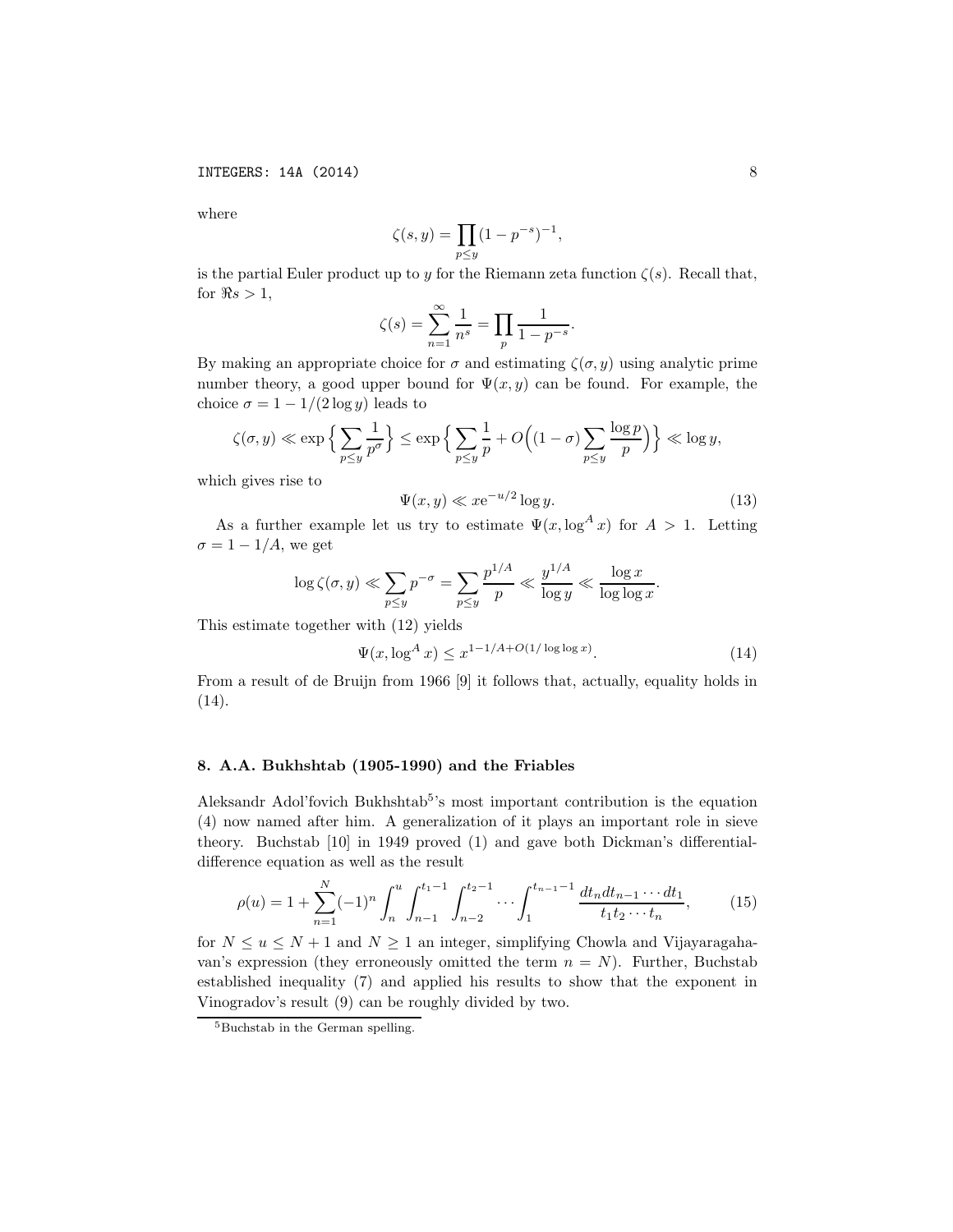where

$$\zeta(s, y) = \prod_{p \le y} (1 - p^{-s})^{-1},$$

is the partial Euler product up to $y$ for the Riemann zeta function $\zeta(s)$. Recall that, for $\Re s > 1$,

$$\zeta(s) = \sum_{n=1}^{\infty} \frac{1}{n^s} = \prod_p \frac{1}{1 - p^{-s}}.$$

By making an appropriate choice for $\sigma$ and estimating $\zeta(\sigma, y)$ using analytic prime number theory, a good upper bound for $\Psi(x, y)$ can be found. For example, the choice $\sigma = 1 - 1/(2 \log y)$ leads to

$$\zeta(\sigma, y) \ll \exp\Big\{ \sum_{p \le y} \frac{1}{p^\sigma} \Big\} \le \exp\Big\{ \sum_{p \le y} \frac{1}{p} + O\Big( (1-\sigma) \sum_{p \le y} \frac{\log p}{p} \Big) \Big\} \ll \log y,$$

which gives rise to

$$\Psi(x, y) \ll x e^{-u/2} \log y. \tag{13}$$

As a further example let us try to estimate $\Psi(x, \log^A x)$ for $A > 1$. Letting $\sigma = 1 - 1/A$, we get

$$\log \zeta(\sigma, y) \ll \sum_{p \le y} p^{-\sigma} = \sum_{p \le y} \frac{p^{1/A}}{p} \ll \frac{y^{1/A}}{\log y} \ll \frac{\log x}{\log \log x}.$$

This estimate together with (12) yields

$$\Psi(x, \log^A x) \le x^{1 - 1/A + O(1/\log \log x)}. \tag{14}$$

From a result of de Bruijn from 1966 [9] it follows that, actually, equality holds in (14).

## 8. A.A. Bukhshtab (1905-1990) and the Friables

Aleksandr Adol'fovich Bukhshtab[5]'s most important contribution is the equation (4) now named after him. A generalization of it plays an important role in sieve theory. Buchstab [10] in 1949 proved (1) and gave both Dickman's differential-difference equation as well as the result

$$\rho(u) = 1 + \sum_{n=1}^{N} (-1)^n \int_n^u \int_{n-1}^{t_1 - 1} \int_{n-2}^{t_2 - 1} \cdots \int_1^{t_{n-1} - 1} \frac{dt_n dt_{n-1} \cdots dt_1}{t_1 t_2 \cdots t_n}, \tag{15}$$

for $N \le u \le N + 1$ and $N \ge 1$ an integer, simplifying Chowla and Vijayaragahavan's expression (they erroneously omitted the term $n = N$). Further, Buchstab established inequality (7) and applied his results to show that the exponent in Vinogradov's result (9) can be roughly divided by two.

[5] Buchstab in the German spelling.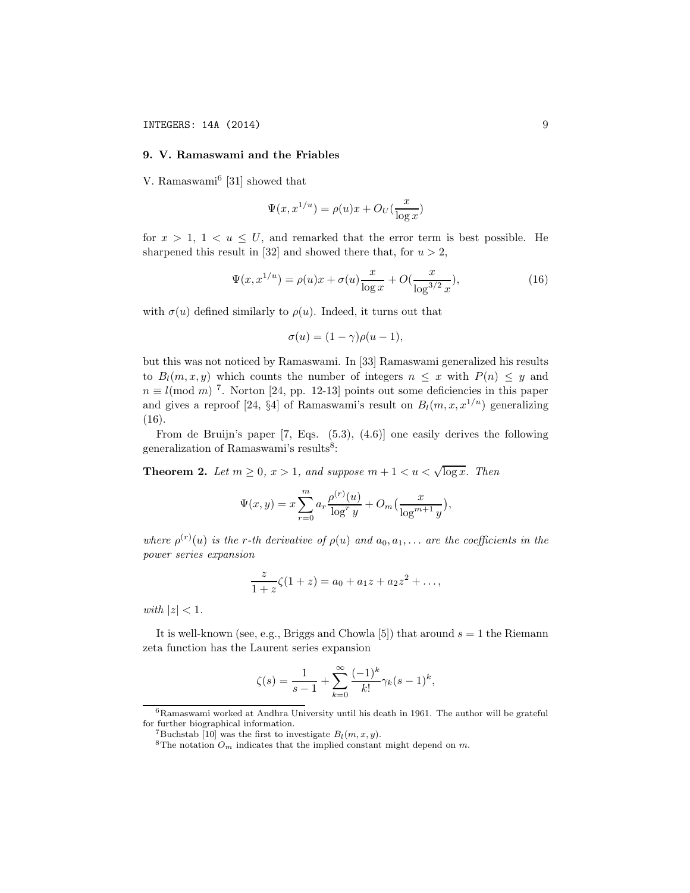## 9. V. Ramaswami and the Friables

V. Ramaswami[6] [31] showed that

$$\Psi(x, x^{1/u}) = \rho(u)x + O_U(\frac{x}{\log x})$$

for $x > 1$, $1 < u \leq U$, and remarked that the error term is best possible. He sharpened this result in [32] and showed there that, for $u > 2$,

$$\Psi(x, x^{1/u}) = \rho(u)x + \sigma(u)\frac{x}{\log x} + O(\frac{x}{\log^{3/2} x}), \tag{16}$$

with $\sigma(u)$ defined similarly to $\rho(u)$. Indeed, it turns out that

$$\sigma(u) = (1 - \gamma)\rho(u - 1),$$

but this was not noticed by Ramaswami. In [33] Ramaswami generalized his results to $B_l(m, x, y)$ which counts the number of integers $n \leq x$ with $P(n) \leq y$ and $n \equiv l (\text{mod } m)$ [7]. Norton [24, pp. 12-13] points out some deficiencies in this paper and gives a reproof [24, §4] of Ramaswami's result on $B_l(m, x, x^{1/u})$ generalizing (16).

From de Bruijn's paper [7, Eqs. (5.3), (4.6)] one easily derives the following generalization of Ramaswami's results[8]:

**Theorem 2.** *Let $m \geq 0$, $x > 1$, and suppose $m + 1 < u < \sqrt{\log x}$. Then*

$$\Psi(x, y) = x \sum_{r=0}^{m} a_r \frac{\rho^{(r)}(u)}{\log^r y} + O_m\big(\frac{x}{\log^{m+1} y}\big),$$

*where $\rho^{(r)}(u)$ is the r-th derivative of $\rho(u)$ and $a_0, a_1, \ldots$ are the coefficients in the power series expansion*

$$\frac{z}{1+z}\zeta(1 + z) = a_0 + a_1 z + a_2 z^2 + \ldots,$$

*with $|z| < 1$.*

It is well-known (see, e.g., Briggs and Chowla [5]) that around $s = 1$ the Riemann zeta function has the Laurent series expansion

$$\zeta(s) = \frac{1}{s-1} + \sum_{k=0}^{\infty} \frac{(-1)^k}{k!}\gamma_k (s - 1)^k,$$

---

[6] Ramaswami worked at Andhra University until his death in 1961. The author will be grateful for further biographical information.

[7] Buchstab [10] was the first to investigate $B_l(m, x, y)$.

[8] The notation $O_m$ indicates that the implied constant might depend on $m$.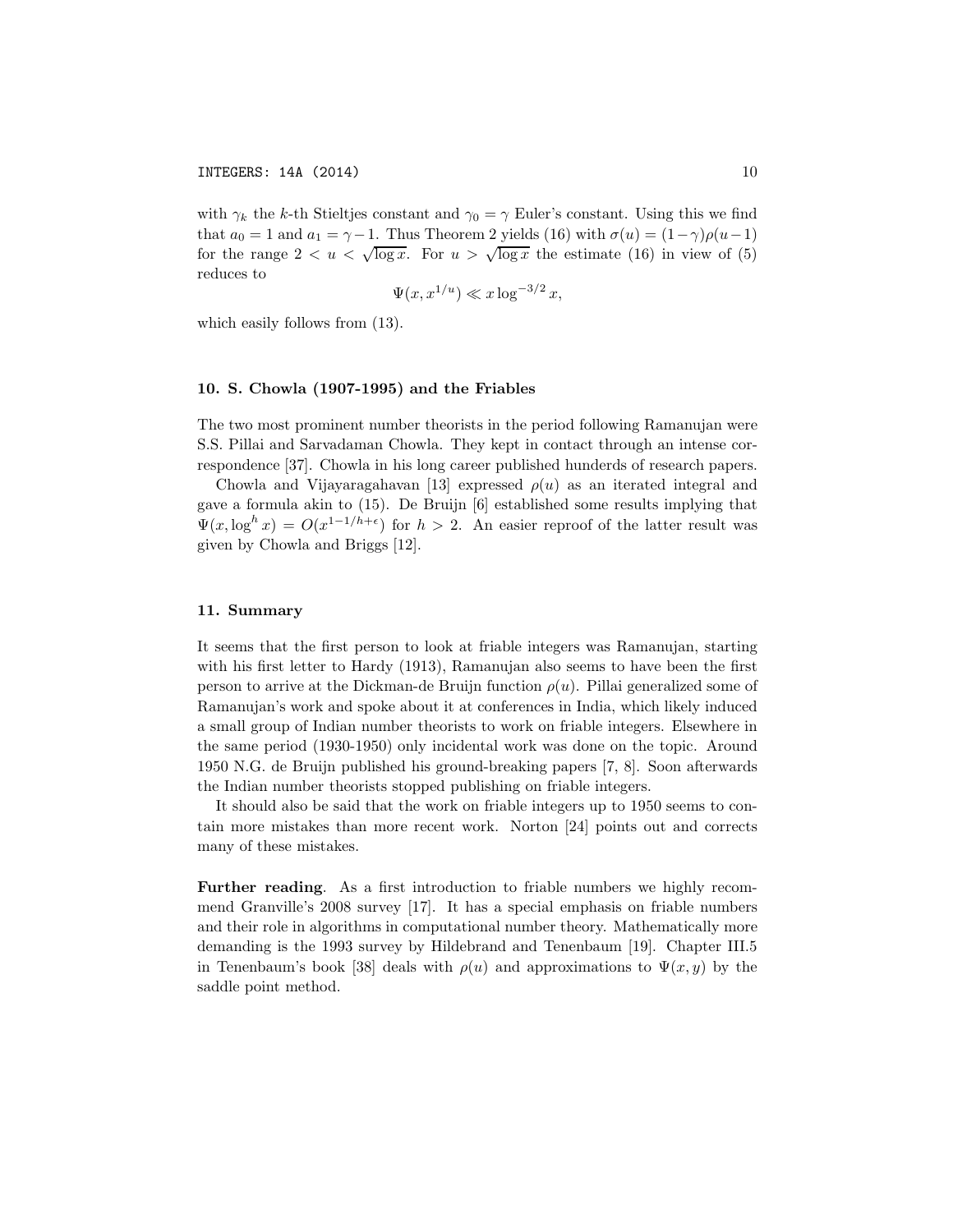with $\gamma_k$ the $k$-th Stieltjes constant and $\gamma_0 = \gamma$ Euler's constant. Using this we find that $a_0 = 1$ and $a_1 = \gamma - 1$. Thus Theorem 2 yields (16) with $\sigma(u) = (1-\gamma)\rho(u-1)$ for the range $2 < u < \sqrt{\log x}$. For $u > \sqrt{\log x}$ the estimate (16) in view of (5) reduces to

$$\Psi(x, x^{1/u}) \ll x \log^{-3/2} x,$$

which easily follows from (13).

## 10. S. Chowla (1907-1995) and the Friables

The two most prominent number theorists in the period following Ramanujan were S.S. Pillai and Sarvadaman Chowla. They kept in contact through an intense correspondence [37]. Chowla in his long career published hunderds of research papers.

Chowla and Vijayaragahavan [13] expressed $\rho(u)$ as an iterated integral and gave a formula akin to (15). De Bruijn [6] established some results implying that $\Psi(x, \log^h x) = O(x^{1-1/h+\epsilon})$ for $h > 2$. An easier reproof of the latter result was given by Chowla and Briggs [12].

## 11. Summary

It seems that the first person to look at friable integers was Ramanujan, starting with his first letter to Hardy (1913), Ramanujan also seems to have been the first person to arrive at the Dickman-de Bruijn function $\rho(u)$. Pillai generalized some of Ramanujan's work and spoke about it at conferences in India, which likely induced a small group of Indian number theorists to work on friable integers. Elsewhere in the same period (1930-1950) only incidental work was done on the topic. Around 1950 N.G. de Bruijn published his ground-breaking papers [7, 8]. Soon afterwards the Indian number theorists stopped publishing on friable integers.

It should also be said that the work on friable integers up to 1950 seems to contain more mistakes than more recent work. Norton [24] points out and corrects many of these mistakes.

**Further reading**. As a first introduction to friable numbers we highly recommend Granville's 2008 survey [17]. It has a special emphasis on friable numbers and their role in algorithms in computational number theory. Mathematically more demanding is the 1993 survey by Hildebrand and Tenenbaum [19]. Chapter III.5 in Tenenbaum's book [38] deals with $\rho(u)$ and approximations to $\Psi(x, y)$ by the saddle point method.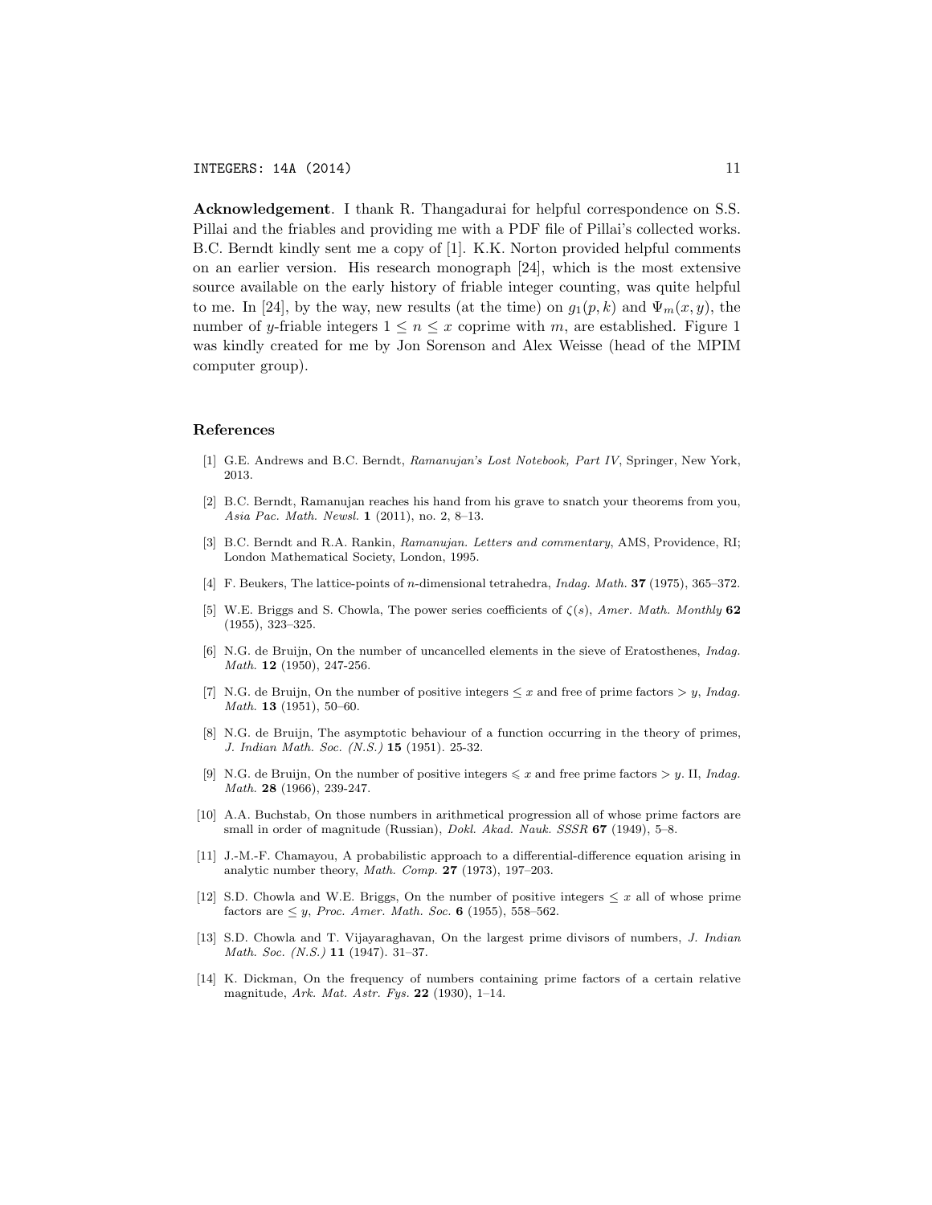**Acknowledgement**. I thank R. Thangadurai for helpful correspondence on S.S. Pillai and the friables and providing me with a PDF file of Pillai's collected works. B.C. Berndt kindly sent me a copy of [1]. K.K. Norton provided helpful comments on an earlier version. His research monograph [24], which is the most extensive source available on the early history of friable integer counting, was quite helpful to me. In [24], by the way, new results (at the time) on $g_1(p, k)$ and $\Psi_m(x, y)$, the number of $y$-friable integers $1 \le n \le x$ coprime with $m$, are established. Figure 1 was kindly created for me by Jon Sorenson and Alex Weisse (head of the MPIM computer group).

## References

[1] G.E. Andrews and B.C. Berndt, *Ramanujan's Lost Notebook, Part IV*, Springer, New York, 2013.

[2] B.C. Berndt, Ramanujan reaches his hand from his grave to snatch your theorems from you, *Asia Pac. Math. Newsl.* **1** (2011), no. 2, 8–13.

[3] B.C. Berndt and R.A. Rankin, *Ramanujan. Letters and commentary*, AMS, Providence, RI; London Mathematical Society, London, 1995.

[4] F. Beukers, The lattice-points of $n$-dimensional tetrahedra, *Indag. Math.* **37** (1975), 365–372.

[5] W.E. Briggs and S. Chowla, The power series coefficients of $\zeta(s)$, *Amer. Math. Monthly* **62** (1955), 323–325.

[6] N.G. de Bruijn, On the number of uncancelled elements in the sieve of Eratosthenes, *Indag. Math.* **12** (1950), 247-256.

[7] N.G. de Bruijn, On the number of positive integers $\le x$ and free of prime factors $> y$, *Indag. Math.* **13** (1951), 50–60.

[8] N.G. de Bruijn, The asymptotic behaviour of a function occurring in the theory of primes, *J. Indian Math. Soc. (N.S.)* **15** (1951). 25-32.

[9] N.G. de Bruijn, On the number of positive integers $\leqslant x$ and free prime factors $> y$. II, *Indag. Math.* **28** (1966), 239-247.

[10] A.A. Buchstab, On those numbers in arithmetical progression all of whose prime factors are small in order of magnitude (Russian), *Dokl. Akad. Nauk. SSSR* **67** (1949), 5–8.

[11] J.-M.-F. Chamayou, A probabilistic approach to a differential-difference equation arising in analytic number theory, *Math. Comp.* **27** (1973), 197–203.

[12] S.D. Chowla and W.E. Briggs, On the number of positive integers $\le x$ all of whose prime factors are $\le y$, *Proc. Amer. Math. Soc.* **6** (1955), 558–562.

[13] S.D. Chowla and T. Vijayaraghavan, On the largest prime divisors of numbers, *J. Indian Math. Soc. (N.S.)* **11** (1947). 31–37.

[14] K. Dickman, On the frequency of numbers containing prime factors of a certain relative magnitude, *Ark. Mat. Astr. Fys.* **22** (1930), 1–14.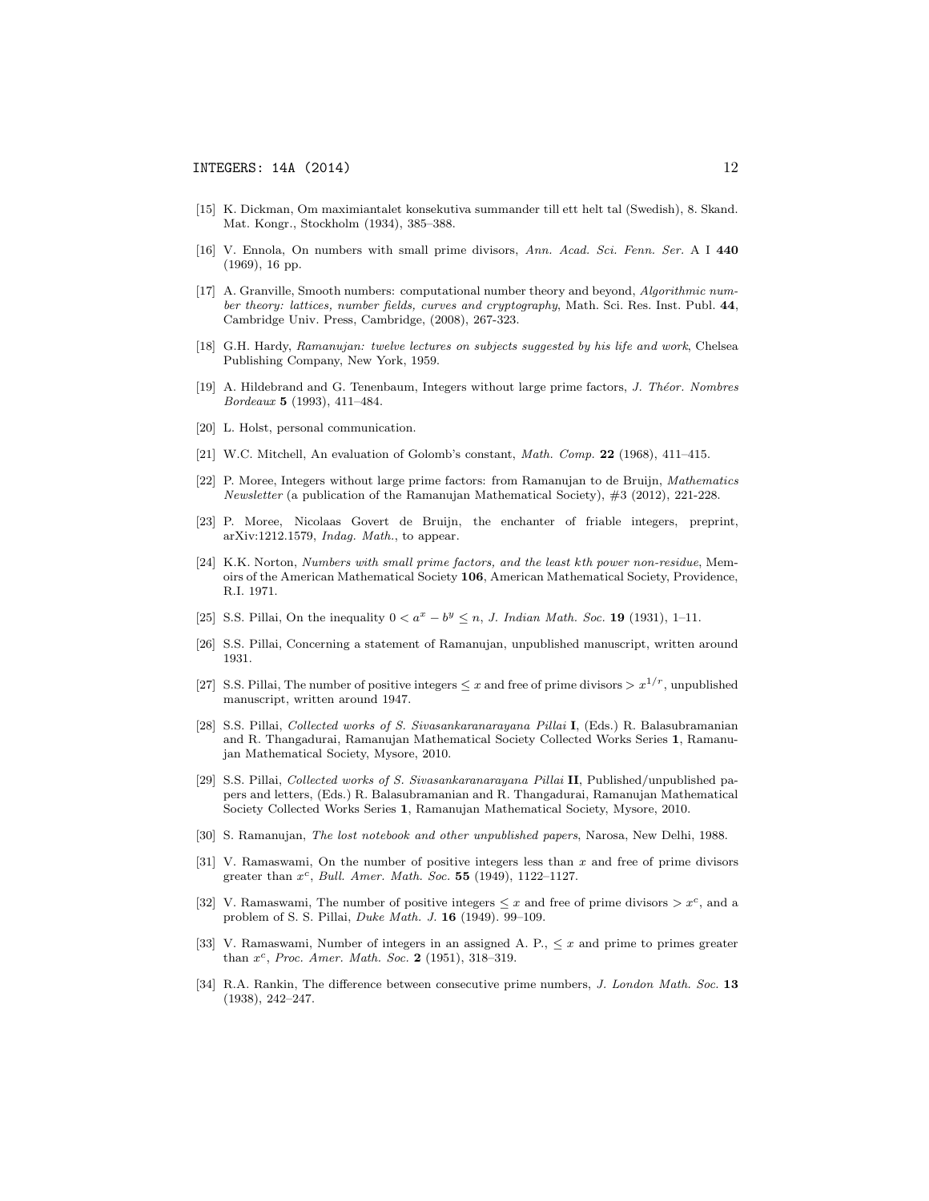[15] K. Dickman, Om maximiantalet konsekutiva summander till ett helt tal (Swedish), 8. Skand. Mat. Kongr., Stockholm (1934), 385–388.

[16] V. Ennola, On numbers with small prime divisors, *Ann. Acad. Sci. Fenn. Ser.* A I **440** (1969), 16 pp.

[17] A. Granville, Smooth numbers: computational number theory and beyond, *Algorithmic number theory: lattices, number fields, curves and cryptography*, Math. Sci. Res. Inst. Publ. **44**, Cambridge Univ. Press, Cambridge, (2008), 267-323.

[18] G.H. Hardy, *Ramanujan: twelve lectures on subjects suggested by his life and work*, Chelsea Publishing Company, New York, 1959.

[19] A. Hildebrand and G. Tenenbaum, Integers without large prime factors, *J. Théor. Nombres Bordeaux* **5** (1993), 411–484.

[20] L. Holst, personal communication.

[21] W.C. Mitchell, An evaluation of Golomb's constant, *Math. Comp.* **22** (1968), 411–415.

[22] P. Moree, Integers without large prime factors: from Ramanujan to de Bruijn, *Mathematics Newsletter* (a publication of the Ramanujan Mathematical Society), #3 (2012), 221-228.

[23] P. Moree, Nicolaas Govert de Bruijn, the enchanter of friable integers, preprint, arXiv:1212.1579, *Indag. Math.*, to appear.

[24] K.K. Norton, *Numbers with small prime factors, and the least kth power non-residue*, Memoirs of the American Mathematical Society **106**, American Mathematical Society, Providence, R.I. 1971.

[25] S.S. Pillai, On the inequality $0 < a^x - b^y \leq n$, *J. Indian Math. Soc.* **19** (1931), 1–11.

[26] S.S. Pillai, Concerning a statement of Ramanujan, unpublished manuscript, written around 1931.

[27] S.S. Pillai, The number of positive integers $\leq x$ and free of prime divisors $> x^{1/r}$, unpublished manuscript, written around 1947.

[28] S.S. Pillai, *Collected works of S. Sivasankaranarayana Pillai* **I**, (Eds.) R. Balasubramanian and R. Thangadurai, Ramanujan Mathematical Society Collected Works Series **1**, Ramanujan Mathematical Society, Mysore, 2010.

[29] S.S. Pillai, *Collected works of S. Sivasankaranarayana Pillai* **II**, Published/unpublished papers and letters, (Eds.) R. Balasubramanian and R. Thangadurai, Ramanujan Mathematical Society Collected Works Series **1**, Ramanujan Mathematical Society, Mysore, 2010.

[30] S. Ramanujan, *The lost notebook and other unpublished papers*, Narosa, New Delhi, 1988.

[31] V. Ramaswami, On the number of positive integers less than $x$ and free of prime divisors greater than $x^c$, *Bull. Amer. Math. Soc.* **55** (1949), 1122–1127.

[32] V. Ramaswami, The number of positive integers $\leq x$ and free of prime divisors $> x^c$, and a problem of S. S. Pillai, *Duke Math. J.* **16** (1949). 99–109.

[33] V. Ramaswami, Number of integers in an assigned A. P., $\leq x$ and prime to primes greater than $x^c$, *Proc. Amer. Math. Soc.* **2** (1951), 318–319.

[34] R.A. Rankin, The difference between consecutive prime numbers, *J. London Math. Soc.* **13** (1938), 242–247.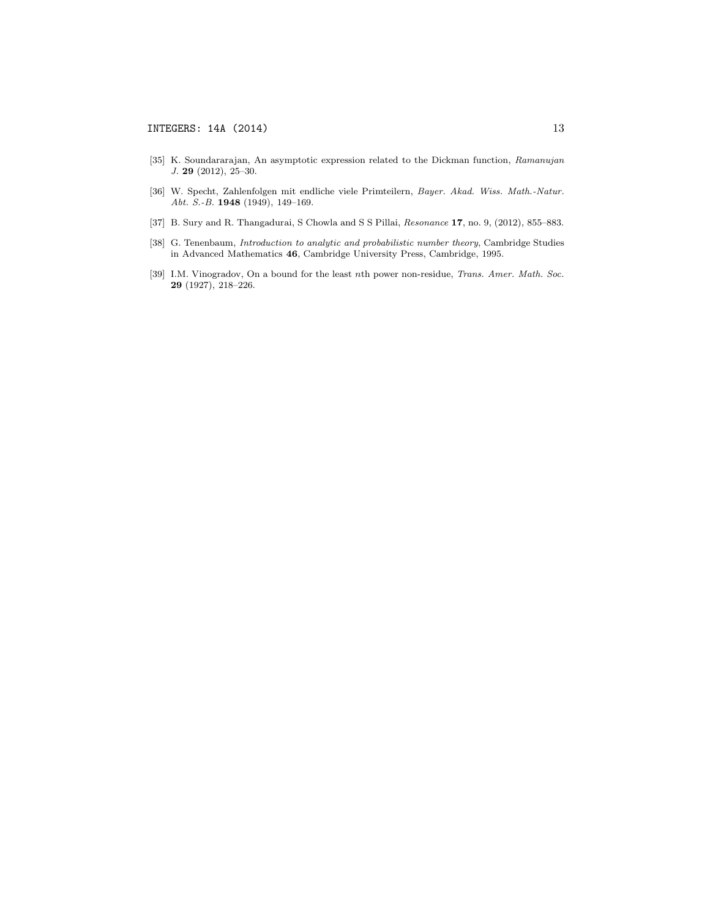[35] K. Soundararajan, An asymptotic expression related to the Dickman function, *Ramanujan J.* **29** (2012), 25–30.

[36] W. Specht, Zahlenfolgen mit endliche viele Primteilern, *Bayer. Akad. Wiss. Math.-Natur. Abt. S.-B.* **1948** (1949), 149–169.

[37] B. Sury and R. Thangadurai, S Chowla and S S Pillai, *Resonance* **17**, no. 9, (2012), 855–883.

[38] G. Tenenbaum, *Introduction to analytic and probabilistic number theory*, Cambridge Studies in Advanced Mathematics **46**, Cambridge University Press, Cambridge, 1995.

[39] I.M. Vinogradov, On a bound for the least $n$th power non-residue, *Trans. Amer. Math. Soc.* **29** (1927), 218–226.